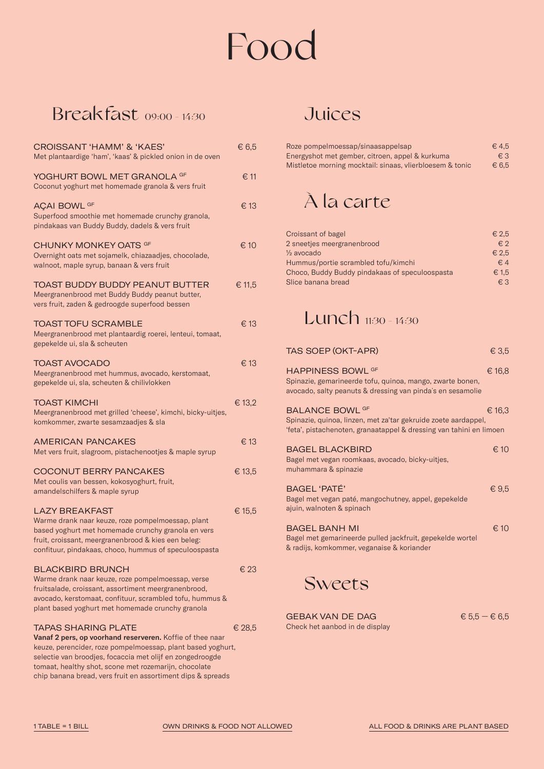# Food

## Breakfast 09:00 - 14:30

**CROISSANT 'HAMM' & 'KAES'** — € 6,5
Met plantaardige 'ham', 'kaas' & pickled onion in de oven

**YOGHURT BOWL MET GRANOLA** [GF] — € 11
Coconut yoghurt met homemade granola & vers fruit

**AÇAI BOWL** [GF] — € 13
Superfood smoothie met homemade crunchy granola, pindakaas van Buddy Buddy, dadels & vers fruit

**CHUNKY MONKEY OATS** [GF] — € 10
Overnight oats met sojamelk, chiazaadjes, chocolade, walnoot, maple syrup, banaan & vers fruit

**TOAST BUDDY BUDDY PEANUT BUTTER** — € 11,5
Meergranenbrood met Buddy Buddy peanut butter, vers fruit, zaden & gedroogde superfood bessen

**TOAST TOFU SCRAMBLE** — € 13
Meergranenbrood met plantaardig roerei, lenteui, tomaat, gepekelde ui, sla & scheuten

**TOAST AVOCADO** — € 13
Meergranenbrood met hummus, avocado, kerstomaat, gepekelde ui, sla, scheuten & chilivlokken

**TOAST KIMCHI** — € 13,2
Meergranenbrood met grilled 'cheese', kimchi, bicky-uitjes, komkommer, zwarte sesamzaadjes & sla

**AMERICAN PANCAKES** — € 13
Met vers fruit, slagroom, pistachenootjes & maple syrup

**COCONUT BERRY PANCAKES** — € 13,5
Met coulis van bessen, kokosyoghurt, fruit, amandelschilfers & maple syrup

**LAZY BREAKFAST** — € 15,5
Warme drank naar keuze, roze pompelmoessap, plant based yoghurt met homemade crunchy granola en vers fruit, croissant, meergranenbrood & kies een beleg: confituur, pindakaas, choco, hummus of speculoospasta

**BLACKBIRD BRUNCH** — € 23
Warme drank naar keuze, roze pompelmoessap, verse fruitsalade, croissant, assortiment meergranenbrood, avocado, kerstomaat, confituur, scrambled tofu, hummus & plant based yoghurt met homemade crunchy granola

**TAPAS SHARING PLATE** — € 28,5
**Vanaf 2 pers, op voorhand reserveren.** Koffie of thee naar keuze, perencider, roze pompelmoessap, plant based yoghurt, selectie van broodjes, focaccia met olijf en zongedroogde tomaat, healthy shot, scone met rozemarijn, chocolate chip banana bread, vers fruit en assortiment dips & spreads

## Juices

| | |
|---|---|
| Roze pompelmoessap/sinaasappelsap | € 4,5 |
| Energyshot met gember, citroen, appel & kurkuma | € 3 |
| Mistletoe morning mocktail: sinaas, vlierbloesem & tonic | € 6,5 |

## À la carte

| | |
|---|---|
| Croissant of bagel | € 2,5 |
| 2 sneetjes meergranenbrood | € 2 |
| ½ avocado | € 2,5 |
| Hummus/portie scrambled tofu/kimchi | € 4 |
| Choco, Buddy Buddy pindakaas of speculoospasta | € 1,5 |
| Slice banana bread | € 3 |

## Lunch 11:30 - 14:30

**TAS SOEP (OKT-APR)** — € 3,5

**HAPPINESS BOWL** [GF] — € 16,8
Spinazie, gemarineerde tofu, quinoa, mango, zwarte bonen, avocado, salty peanuts & dressing van pinda's en sesamolie

**BALANCE BOWL** [GF] — € 16,3
Spinazie, quinoa, linzen, met za'tar gekruide zoete aardappel, 'feta', pistachenoten, granaatappel & dressing van tahini en limoen

**BAGEL BLACKBIRD** — € 10
Bagel met vegan roomkaas, avocado, bicky-uitjes, muhammara & spinazie

**BAGEL 'PATÉ'** — € 9,5
Bagel met vegan paté, mangochutney, appel, gepekelde ajuin, walnoten & spinach

**BAGEL BANH MI** — € 10
Bagel met gemarineerde pulled jackfruit, gepekelde wortel & radijs, komkommer, veganaise & koriander

## Sweets

**GEBAK VAN DE DAG** — € 5,5 — € 6,5
Check het aanbod in de display

1 TABLE = 1 BILL — OWN DRINKS & FOOD NOT ALLOWED — ALL FOOD & DRINKS ARE PLANT BASED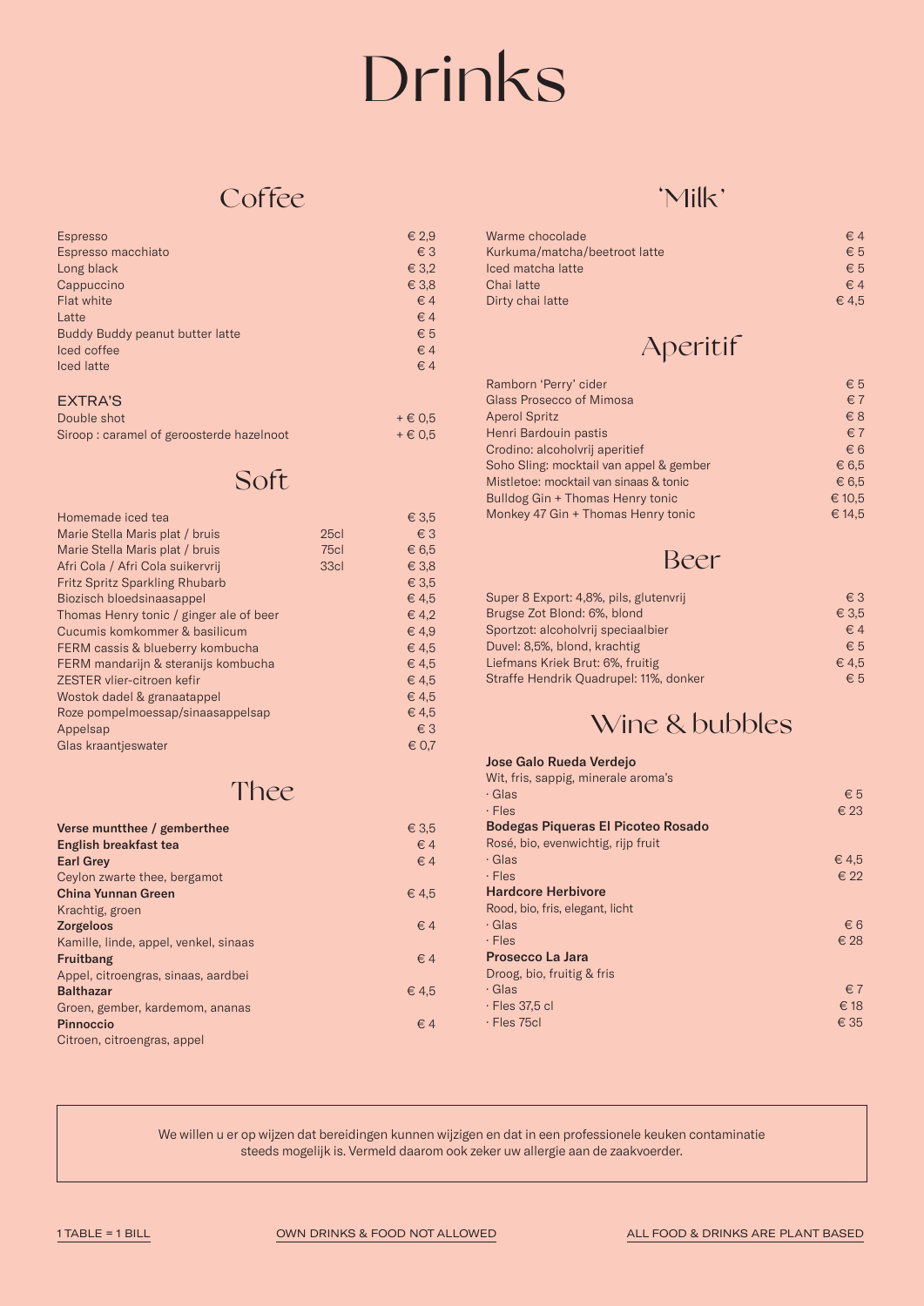# Drinks

## Coffee

| Item | Price |
|---|---|
| Espresso | € 2,9 |
| Espresso macchiato | € 3 |
| Long black | € 3,2 |
| Cappuccino | € 3,8 |
| Flat white | € 4 |
| Latte | € 4 |
| Buddy Buddy peanut butter latte | € 5 |
| Iced coffee | € 4 |
| Iced latte | € 4 |

### EXTRA'S

| Item | Price |
|---|---|
| Double shot | + € 0,5 |
| Siroop : caramel of geroosterde hazelnoot | + € 0,5 |

## Soft

| Item | Size | Price |
|---|---|---|
| Homemade iced tea | | € 3,5 |
| Marie Stella Maris plat / bruis | 25cl | € 3 |
| Marie Stella Maris plat / bruis | 75cl | € 6,5 |
| Afri Cola / Afri Cola suikervrij | 33cl | € 3,8 |
| Fritz Spritz Sparkling Rhubarb | | € 3,5 |
| Biozisch bloedsinaasappel | | € 4,5 |
| Thomas Henry tonic / ginger ale of beer | | € 4,2 |
| Cucumis komkommer & basilicum | | € 4,9 |
| FERM cassis & blueberry kombucha | | € 4,5 |
| FERM mandarijn & steranijs kombucha | | € 4,5 |
| ZESTER vlier-citroen kefir | | € 4,5 |
| Wostok dadel & granaatappel | | € 4,5 |
| Roze pompelmoessap/sinaasappelsap | | € 4,5 |
| Appelsap | | € 3 |
| Glas kraantjeswater | | € 0,7 |

## Thee

**Verse muntthee / gemberthee** — € 3,5

**English breakfast tea** — € 4

**Earl Grey** — € 4
Ceylon zwarte thee, bergamot

**China Yunnan Green** — € 4,5
Krachtig, groen

**Zorgeloos** — € 4
Kamille, linde, appel, venkel, sinaas

**Fruitbang** — € 4
Appel, citroengras, sinaas, aardbei

**Balthazar** — € 4,5
Groen, gember, kardemom, ananas

**Pinnoccio** — € 4
Citroen, citroengras, appel

## 'Milk'

| Item | Price |
|---|---|
| Warme chocolade | € 4 |
| Kurkuma/matcha/beetroot latte | € 5 |
| Iced matcha latte | € 5 |
| Chai latte | € 4 |
| Dirty chai latte | € 4,5 |

## Aperitif

| Item | Price |
|---|---|
| Ramborn 'Perry' cider | € 5 |
| Glass Prosecco of Mimosa | € 7 |
| Aperol Spritz | € 8 |
| Henri Bardouin pastis | € 7 |
| Crodino: alcoholvrij aperitief | € 6 |
| Soho Sling: mocktail van appel & gember | € 6,5 |
| Mistletoe: mocktail van sinaas & tonic | € 6,5 |
| Bulldog Gin + Thomas Henry tonic | € 10,5 |
| Monkey 47 Gin + Thomas Henry tonic | € 14,5 |

## Beer

| Item | Price |
|---|---|
| Super 8 Export: 4,8%, pils, glutenvrij | € 3 |
| Brugse Zot Blond: 6%, blond | € 3,5 |
| Sportzot: alcoholvrij speciaalbier | € 4 |
| Duvel: 8,5%, blond, krachtig | € 5 |
| Liefmans Kriek Brut: 6%, fruitig | € 4,5 |
| Straffe Hendrik Quadrupel: 11%, donker | € 5 |

## Wine & bubbles

**Jose Galo Rueda Verdejo**
Wit, fris, sappig, minerale aroma's
- Glas — € 5
- Fles — € 23

**Bodegas Piqueras El Picoteo Rosado**
Rosé, bio, evenwichtig, rijp fruit
- Glas — € 4,5
- Fles — € 22

**Hardcore Herbivore**
Rood, bio, fris, elegant, licht
- Glas — € 6
- Fles — € 28

**Prosecco La Jara**
Droog, bio, fruitig & fris
- Glas — € 7
- Fles 37,5 cl — € 18
- Fles 75cl — € 35

---

We willen u er op wijzen dat bereidingen kunnen wijzigen en dat in een professionele keuken contaminatie steeds mogelijk is. Vermeld daarom ook zeker uw allergie aan de zaakvoerder.

1 TABLE = 1 BILL — OWN DRINKS & FOOD NOT ALLOWED — ALL FOOD & DRINKS ARE PLANT BASED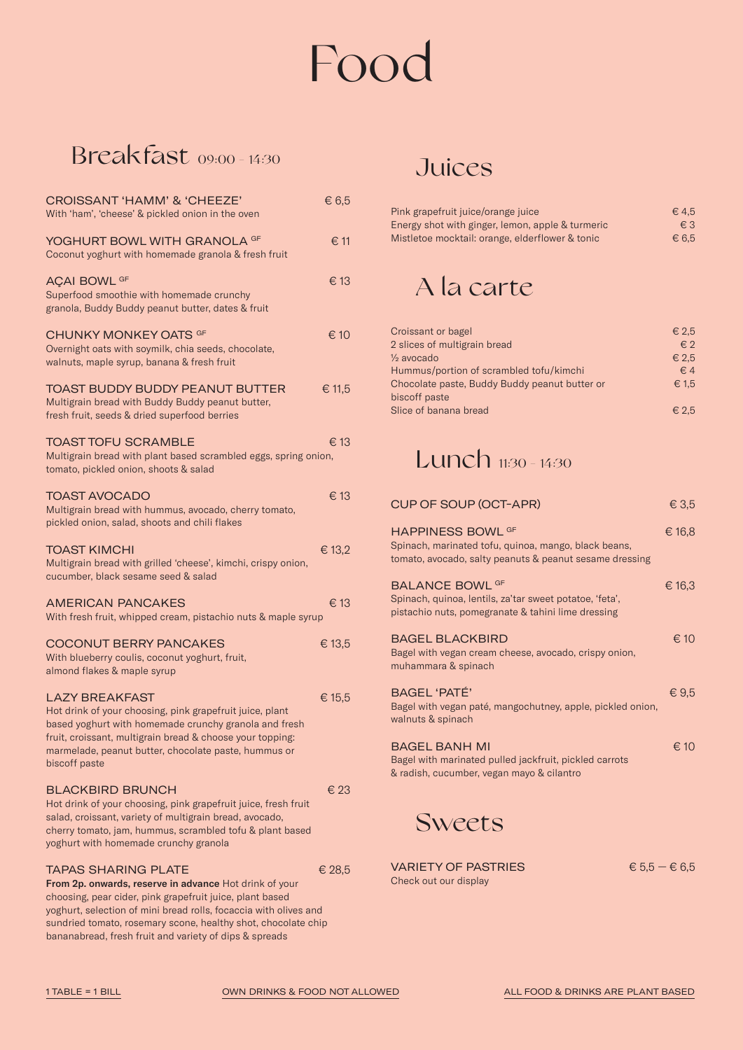# Food

## Breakfast 09:00 - 14:30

**CROISSANT 'HAMM' & 'CHEEZE'** — € 6,5
With 'ham', 'cheese' & pickled onion in the oven

**YOGHURT BOWL WITH GRANOLA** GF — € 11
Coconut yoghurt with homemade granola & fresh fruit

**AÇAI BOWL** GF — € 13
Superfood smoothie with homemade crunchy granola, Buddy Buddy peanut butter, dates & fruit

**CHUNKY MONKEY OATS** GF — € 10
Overnight oats with soymilk, chia seeds, chocolate, walnuts, maple syrup, banana & fresh fruit

**TOAST BUDDY BUDDY PEANUT BUTTER** — € 11,5
Multigrain bread with Buddy Buddy peanut butter, fresh fruit, seeds & dried superfood berries

**TOAST TOFU SCRAMBLE** — € 13
Multigrain bread with plant based scrambled eggs, spring onion, tomato, pickled onion, shoots & salad

**TOAST AVOCADO** — € 13
Multigrain bread with hummus, avocado, cherry tomato, pickled onion, salad, shoots and chili flakes

**TOAST KIMCHI** — € 13,2
Multigrain bread with grilled 'cheese', kimchi, crispy onion, cucumber, black sesame seed & salad

**AMERICAN PANCAKES** — € 13
With fresh fruit, whipped cream, pistachio nuts & maple syrup

**COCONUT BERRY PANCAKES** — € 13,5
With blueberry coulis, coconut yoghurt, fruit, almond flakes & maple syrup

**LAZY BREAKFAST** — € 15,5
Hot drink of your choosing, pink grapefruit juice, plant based yoghurt with homemade crunchy granola and fresh fruit, croissant, multigrain bread & choose your topping: marmelade, peanut butter, chocolate paste, hummus or biscoff paste

**BLACKBIRD BRUNCH** — € 23
Hot drink of your choosing, pink grapefruit juice, fresh fruit salad, croissant, variety of multigrain bread, avocado, cherry tomato, jam, hummus, scrambled tofu & plant based yoghurt with homemade crunchy granola

**TAPAS SHARING PLATE** — € 28,5
**From 2p. onwards, reserve in advance** Hot drink of your choosing, pear cider, pink grapefruit juice, plant based yoghurt, selection of mini bread rolls, focaccia with olives and sundried tomato, rosemary scone, healthy shot, chocolate chip bananabread, fresh fruit and variety of dips & spreads

## Juices

| Item | Price |
|---|---|
| Pink grapefruit juice/orange juice | € 4,5 |
| Energy shot with ginger, lemon, apple & turmeric | € 3 |
| Mistletoe mocktail: orange, elderflower & tonic | € 6,5 |

## A la carte

| Item | Price |
|---|---|
| Croissant or bagel | € 2,5 |
| 2 slices of multigrain bread | € 2 |
| ½ avocado | € 2,5 |
| Hummus/portion of scrambled tofu/kimchi | € 4 |
| Chocolate paste, Buddy Buddy peanut butter or biscoff paste | € 1,5 |
| Slice of banana bread | € 2,5 |

## Lunch 11:30 - 14:30

**CUP OF SOUP (OCT-APR)** — € 3,5

**HAPPINESS BOWL** GF — € 16,8
Spinach, marinated tofu, quinoa, mango, black beans, tomato, avocado, salty peanuts & peanut sesame dressing

**BALANCE BOWL** GF — € 16,3
Spinach, quinoa, lentils, za'tar sweet potatoe, 'feta', pistachio nuts, pomegranate & tahini lime dressing

**BAGEL BLACKBIRD** — € 10
Bagel with vegan cream cheese, avocado, crispy onion, muhammara & spinach

**BAGEL 'PATÉ'** — € 9,5
Bagel with vegan paté, mangochutney, apple, pickled onion, walnuts & spinach

**BAGEL BANH MI** — € 10
Bagel with marinated pulled jackfruit, pickled carrots & radish, cucumber, vegan mayo & cilantro

## Sweets

**VARIETY OF PASTRIES** — € 5,5 — € 6,5
Check out our display

1 TABLE = 1 BILL | OWN DRINKS & FOOD NOT ALLOWED | ALL FOOD & DRINKS ARE PLANT BASED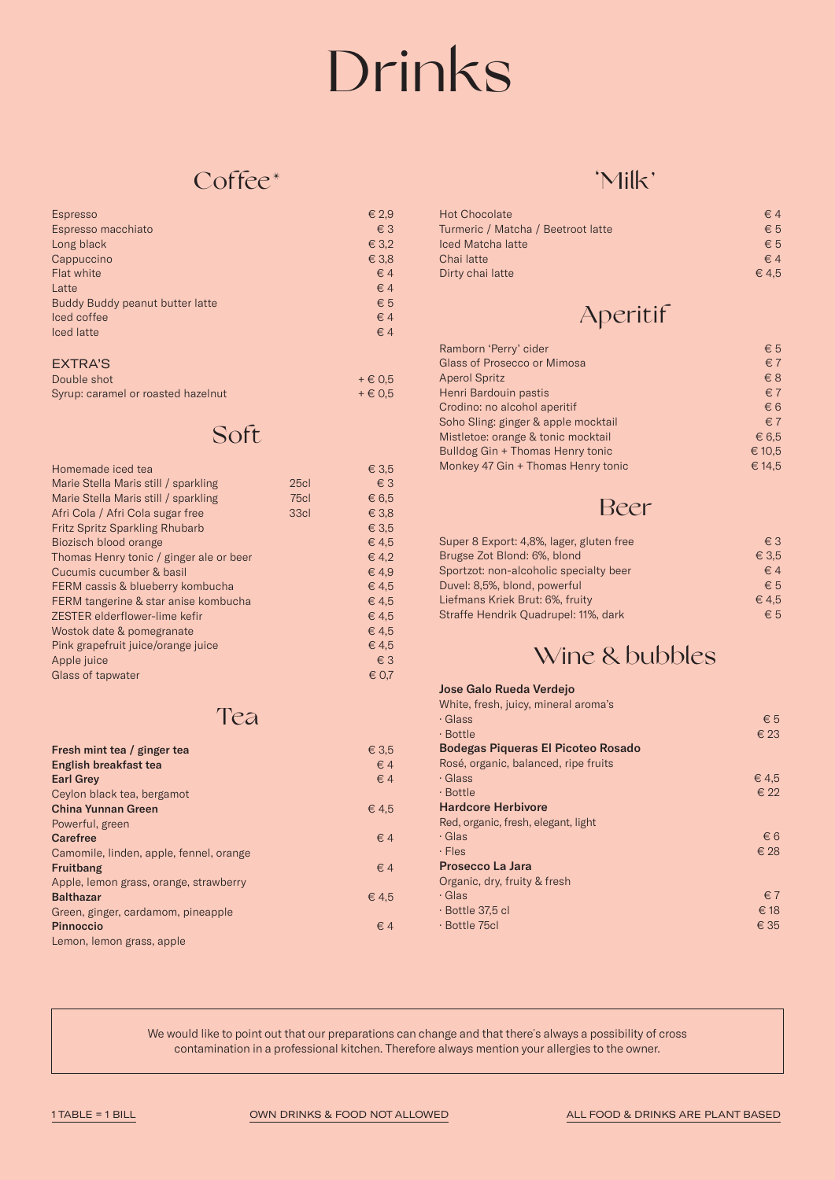# Drinks

## Coffee*

| | |
|---|---|
| Espresso | € 2,9 |
| Espresso macchiato | € 3 |
| Long black | € 3,2 |
| Cappuccino | € 3,8 |
| Flat white | € 4 |
| Latte | € 4 |
| Buddy Buddy peanut butter latte | € 5 |
| Iced coffee | € 4 |
| Iced latte | € 4 |

EXTRA'S

| | |
|---|---|
| Double shot | + € 0,5 |
| Syrup: caramel or roasted hazelnut | + € 0,5 |

## Soft

| | | |
|---|---|---|
| Homemade iced tea | | € 3,5 |
| Marie Stella Maris still / sparkling | 25cl | € 3 |
| Marie Stella Maris still / sparkling | 75cl | € 6,5 |
| Afri Cola / Afri Cola sugar free | 33cl | € 3,8 |
| Fritz Spritz Sparkling Rhubarb | | € 3,5 |
| Biozisch blood orange | | € 4,5 |
| Thomas Henry tonic / ginger ale or beer | | € 4,2 |
| Cucumis cucumber & basil | | € 4,9 |
| FERM cassis & blueberry kombucha | | € 4,5 |
| FERM tangerine & star anise kombucha | | € 4,5 |
| ZESTER elderflower-lime kefir | | € 4,5 |
| Wostok date & pomegranate | | € 4,5 |
| Pink grapefruit juice/orange juice | | € 4,5 |
| Apple juice | | € 3 |
| Glass of tapwater | | € 0,7 |

## Tea

**Fresh mint tea / ginger tea** € 3,5

**English breakfast tea** € 4

**Earl Grey** € 4
Ceylon black tea, bergamot

**China Yunnan Green** € 4,5
Powerful, green

**Carefree** € 4
Camomile, linden, apple, fennel, orange

**Fruitbang** € 4
Apple, lemon grass, orange, strawberry

**Balthazar** € 4,5
Green, ginger, cardamom, pineapple

**Pinnoccio** € 4
Lemon, lemon grass, apple

## 'Milk'

| | |
|---|---|
| Hot Chocolate | € 4 |
| Turmeric / Matcha / Beetroot latte | € 5 |
| Iced Matcha latte | € 5 |
| Chai latte | € 4 |
| Dirty chai latte | € 4,5 |

## Aperitif

| | |
|---|---|
| Ramborn 'Perry' cider | € 5 |
| Glass of Prosecco or Mimosa | € 7 |
| Aperol Spritz | € 8 |
| Henri Bardouin pastis | € 7 |
| Crodino: no alcohol aperitif | € 6 |
| Soho Sling: ginger & apple mocktail | € 7 |
| Mistletoe: orange & tonic mocktail | € 6,5 |
| Bulldog Gin + Thomas Henry tonic | € 10,5 |
| Monkey 47 Gin + Thomas Henry tonic | € 14,5 |

## Beer

| | |
|---|---|
| Super 8 Export: 4,8%, lager, gluten free | € 3 |
| Brugse Zot Blond: 6%, blond | € 3,5 |
| Sportzot: non-alcoholic specialty beer | € 4 |
| Duvel: 8,5%, blond, powerful | € 5 |
| Liefmans Kriek Brut: 6%, fruity | € 4,5 |
| Straffe Hendrik Quadrupel: 11%, dark | € 5 |

## Wine & bubbles

**Jose Galo Rueda Verdejo**
White, fresh, juicy, mineral aroma's
· Glass € 5
· Bottle € 23

**Bodegas Piqueras El Picoteo Rosado**
Rosé, organic, balanced, ripe fruits
· Glass € 4,5
· Bottle € 22

**Hardcore Herbivore**
Red, organic, fresh, elegant, light
· Glas € 6
· Fles € 28

**Prosecco La Jara**
Organic, dry, fruity & fresh
· Glas € 7
· Bottle 37,5 cl € 18
· Bottle 75cl € 35

We would like to point out that our preparations can change and that there's always a possibility of cross contamination in a professional kitchen. Therefore always mention your allergies to the owner.

1 TABLE = 1 BILL

OWN DRINKS & FOOD NOT ALLOWED

ALL FOOD & DRINKS ARE PLANT BASED